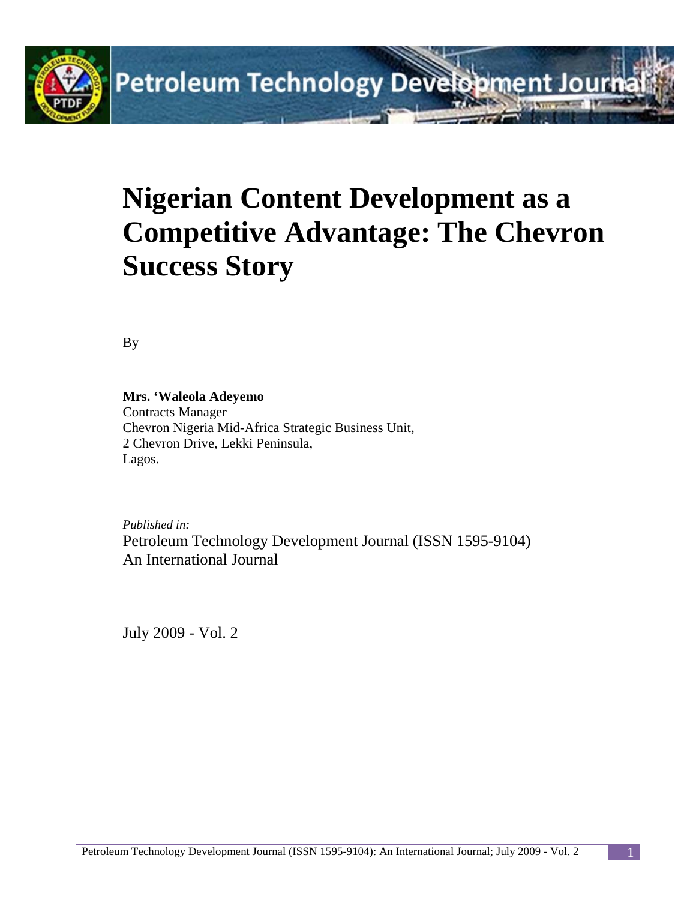# Nigerian Content Development as a Competitive Advantage: The Chevron Success Story

By

**Mrs. 'Waleola Adeyemo**
Contracts Manager
Chevron Nigeria Mid-Africa Strategic Business Unit,
2 Chevron Drive, Lekki Peninsula,
Lagos.

*Published in:*
Petroleum Technology Development Journal (ISSN 1595-9104)
An International Journal

July 2009 - Vol. 2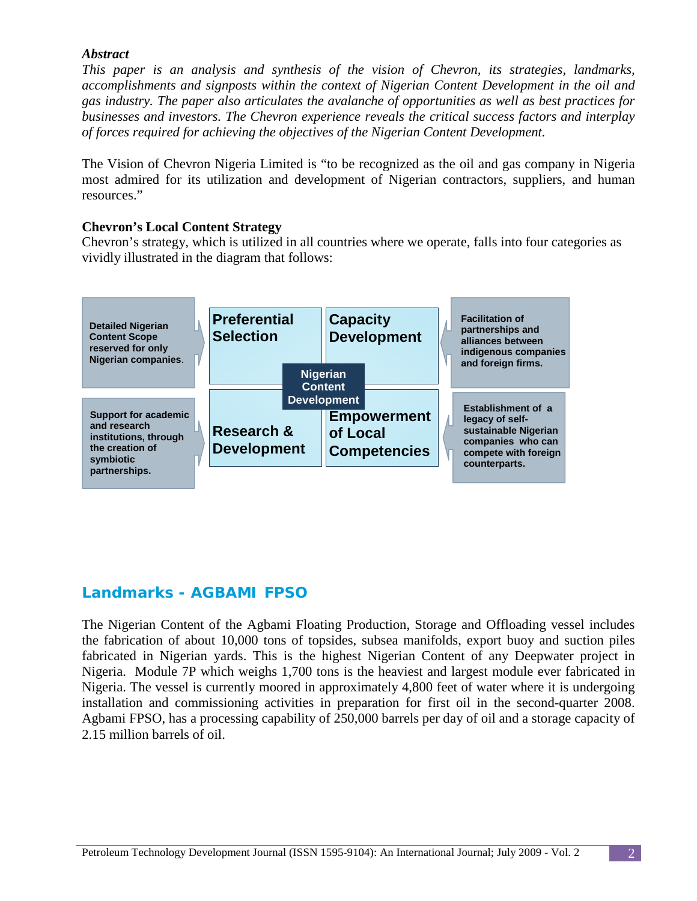***Abstract***

*This paper is an analysis and synthesis of the vision of Chevron, its strategies, landmarks, accomplishments and signposts within the context of Nigerian Content Development in the oil and gas industry. The paper also articulates the avalanche of opportunities as well as best practices for businesses and investors. The Chevron experience reveals the critical success factors and interplay of forces required for achieving the objectives of the Nigerian Content Development.*

The Vision of Chevron Nigeria Limited is "to be recognized as the oil and gas company in Nigeria most admired for its utilization and development of Nigerian contractors, suppliers, and human resources."

**Chevron's Local Content Strategy**

Chevron's strategy, which is utilized in all countries where we operate, falls into four categories as vividly illustrated in the diagram that follows:

**Nigerian Content Development**

- **Preferential Selection** — Detailed Nigerian Content Scope reserved for only Nigerian companies.
- **Capacity Development** — Facilitation of partnerships and alliances between indigenous companies and foreign firms.
- **Research & Development** — Support for academic and research institutions, through the creation of symbiotic partnerships.
- **Empowerment of Local Competencies** — Establishment of a legacy of self-sustainable Nigerian companies who can compete with foreign counterparts.

## Landmarks - AGBAMI FPSO

The Nigerian Content of the Agbami Floating Production, Storage and Offloading vessel includes the fabrication of about 10,000 tons of topsides, subsea manifolds, export buoy and suction piles fabricated in Nigerian yards. This is the highest Nigerian Content of any Deepwater project in Nigeria. Module 7P which weighs 1,700 tons is the heaviest and largest module ever fabricated in Nigeria. The vessel is currently moored in approximately 4,800 feet of water where it is undergoing installation and commissioning activities in preparation for first oil in the second-quarter 2008. Agbami FPSO, has a processing capability of 250,000 barrels per day of oil and a storage capacity of 2.15 million barrels of oil.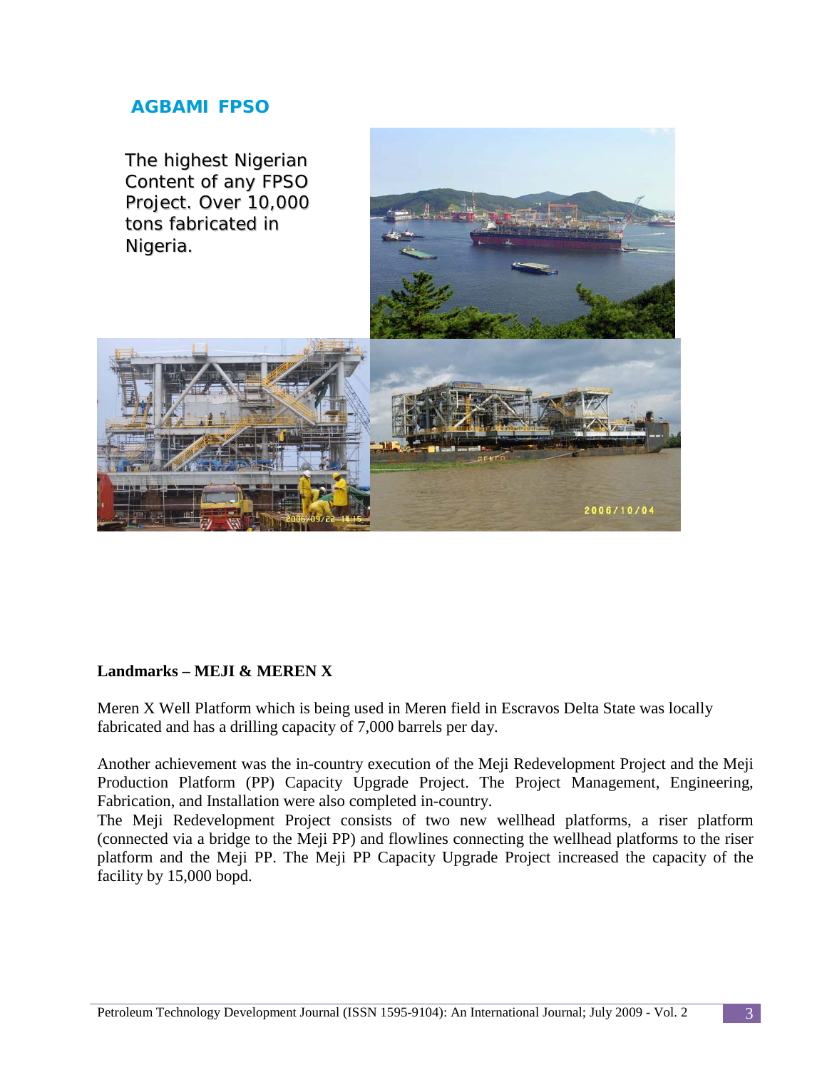## AGBAMI FPSO

The highest Nigerian Content of any FPSO Project. Over 10,000 tons fabricated in Nigeria.

**Landmarks – MEJI & MEREN X**

Meren X Well Platform which is being used in Meren field in Escravos Delta State was locally fabricated and has a drilling capacity of 7,000 barrels per day.

Another achievement was the in-country execution of the Meji Redevelopment Project and the Meji Production Platform (PP) Capacity Upgrade Project. The Project Management, Engineering, Fabrication, and Installation were also completed in-country.
The Meji Redevelopment Project consists of two new wellhead platforms, a riser platform (connected via a bridge to the Meji PP) and flowlines connecting the wellhead platforms to the riser platform and the Meji PP. The Meji PP Capacity Upgrade Project increased the capacity of the facility by 15,000 bopd.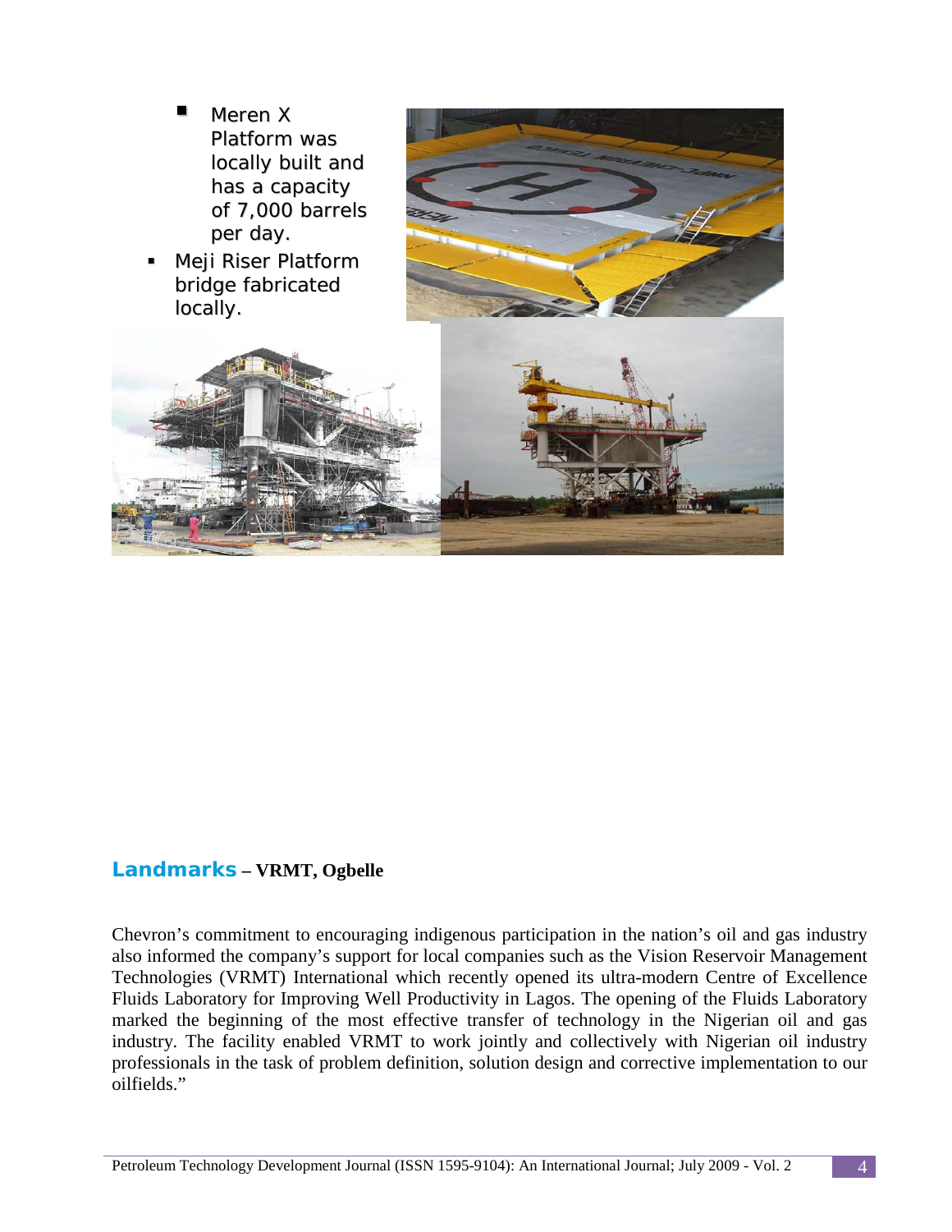- Meren X Platform was locally built and has a capacity of 7,000 barrels per day.
- Meji Riser Platform bridge fabricated locally.

## Landmarks – VRMT, Ogbelle

Chevron's commitment to encouraging indigenous participation in the nation's oil and gas industry also informed the company's support for local companies such as the Vision Reservoir Management Technologies (VRMT) International which recently opened its ultra-modern Centre of Excellence Fluids Laboratory for Improving Well Productivity in Lagos. The opening of the Fluids Laboratory marked the beginning of the most effective transfer of technology in the Nigerian oil and gas industry. The facility enabled VRMT to work jointly and collectively with Nigerian oil industry professionals in the task of problem definition, solution design and corrective implementation to our oilfields."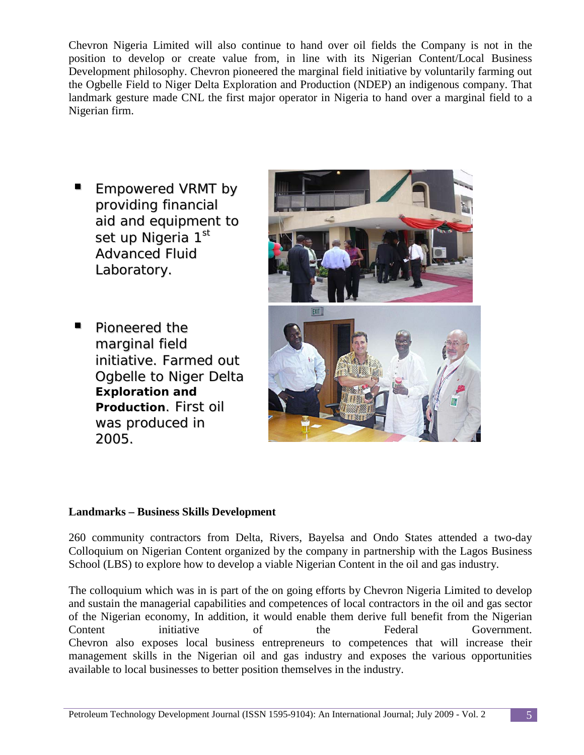Chevron Nigeria Limited will also continue to hand over oil fields the Company is not in the position to develop or create value from, in line with its Nigerian Content/Local Business Development philosophy. Chevron pioneered the marginal field initiative by voluntarily farming out the Ogbelle Field to Niger Delta Exploration and Production (NDEP) an indigenous company. That landmark gesture made CNL the first major operator in Nigeria to hand over a marginal field to a Nigerian firm.

- Empowered VRMT by providing financial aid and equipment to set up Nigeria 1st Advanced Fluid Laboratory.
- Pioneered the marginal field initiative. Farmed out Ogbelle to Niger Delta **Exploration and Production**. First oil was produced in 2005.

**Landmarks – Business Skills Development**

260 community contractors from Delta, Rivers, Bayelsa and Ondo States attended a two-day Colloquium on Nigerian Content organized by the company in partnership with the Lagos Business School (LBS) to explore how to develop a viable Nigerian Content in the oil and gas industry.

The colloquium which was in is part of the on going efforts by Chevron Nigeria Limited to develop and sustain the managerial capabilities and competences of local contractors in the oil and gas sector of the Nigerian economy, In addition, it would enable them derive full benefit from the Nigerian Content initiative of the Federal Government. Chevron also exposes local business entrepreneurs to competences that will increase their management skills in the Nigerian oil and gas industry and exposes the various opportunities available to local businesses to better position themselves in the industry.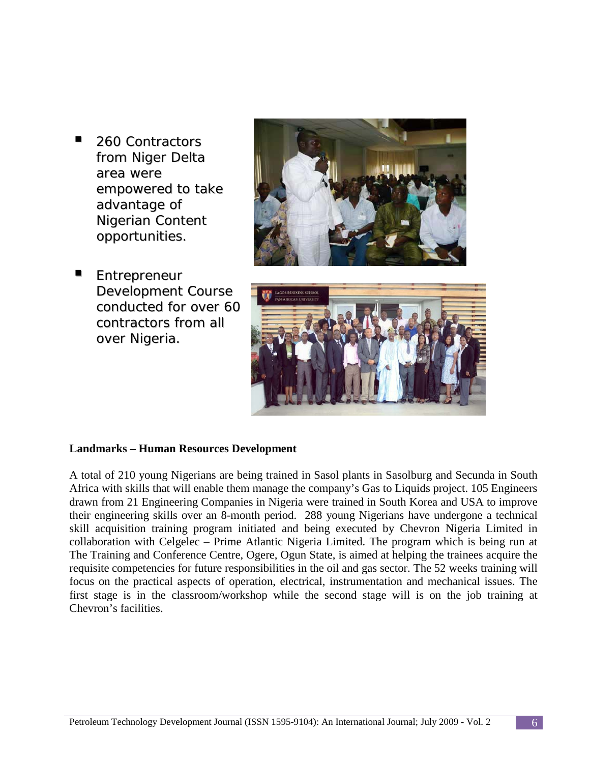- 260 Contractors from Niger Delta area were empowered to take advantage of Nigerian Content opportunities.

- Entrepreneur Development Course conducted for over 60 contractors from all over Nigeria.

**Landmarks – Human Resources Development**

A total of 210 young Nigerians are being trained in Sasol plants in Sasolburg and Secunda in South Africa with skills that will enable them manage the company's Gas to Liquids project. 105 Engineers drawn from 21 Engineering Companies in Nigeria were trained in South Korea and USA to improve their engineering skills over an 8-month period. 288 young Nigerians have undergone a technical skill acquisition training program initiated and being executed by Chevron Nigeria Limited in collaboration with Celgelec – Prime Atlantic Nigeria Limited. The program which is being run at The Training and Conference Centre, Ogere, Ogun State, is aimed at helping the trainees acquire the requisite competencies for future responsibilities in the oil and gas sector. The 52 weeks training will focus on the practical aspects of operation, electrical, instrumentation and mechanical issues. The first stage is in the classroom/workshop while the second stage will is on the job training at Chevron's facilities.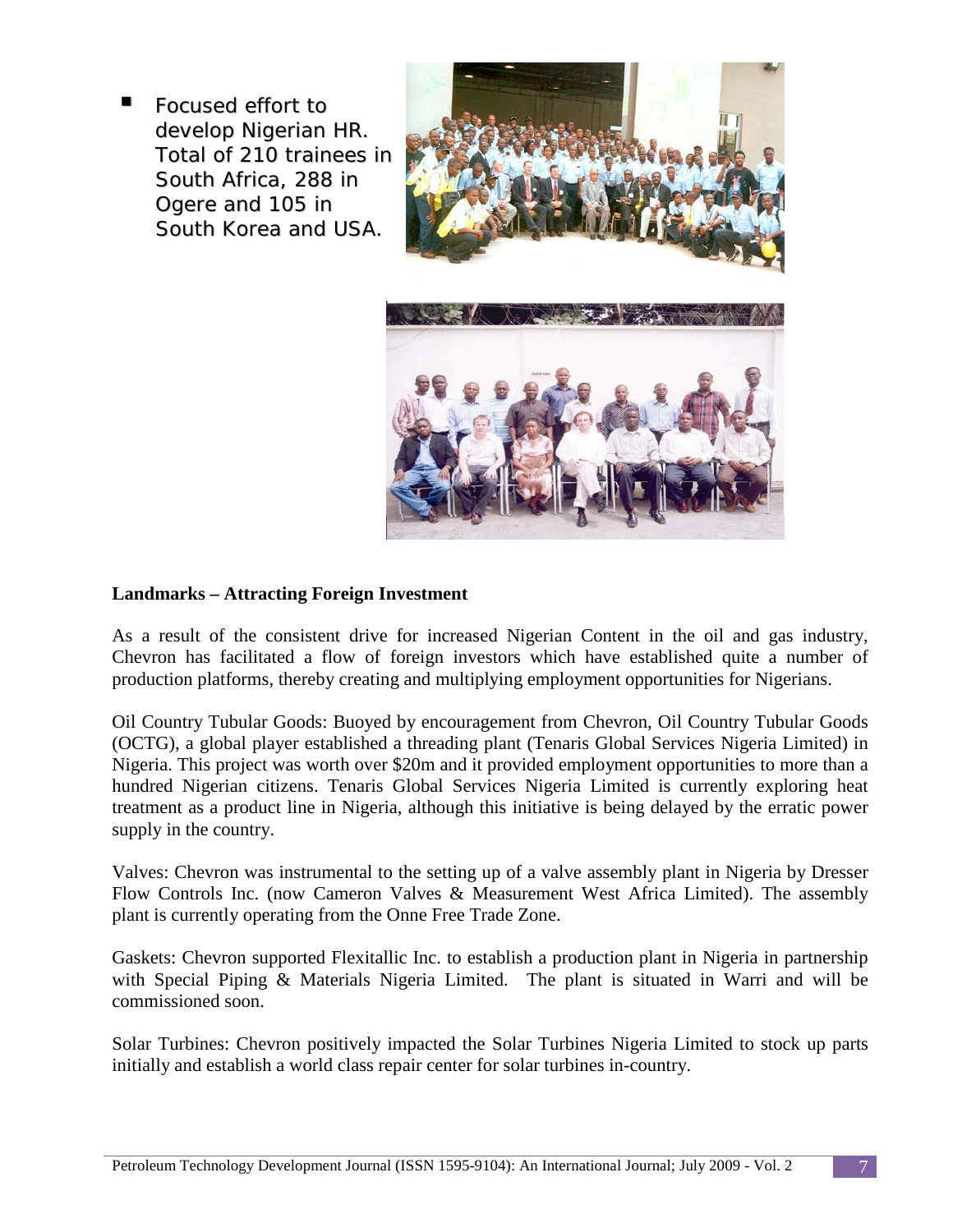- Focused effort to develop Nigerian HR. Total of 210 trainees in South Africa, 288 in Ogere and 105 in South Korea and USA.

**Landmarks – Attracting Foreign Investment**

As a result of the consistent drive for increased Nigerian Content in the oil and gas industry, Chevron has facilitated a flow of foreign investors which have established quite a number of production platforms, thereby creating and multiplying employment opportunities for Nigerians.

Oil Country Tubular Goods: Buoyed by encouragement from Chevron, Oil Country Tubular Goods (OCTG), a global player established a threading plant (Tenaris Global Services Nigeria Limited) in Nigeria. This project was worth over $20m and it provided employment opportunities to more than a hundred Nigerian citizens. Tenaris Global Services Nigeria Limited is currently exploring heat treatment as a product line in Nigeria, although this initiative is being delayed by the erratic power supply in the country.

Valves: Chevron was instrumental to the setting up of a valve assembly plant in Nigeria by Dresser Flow Controls Inc. (now Cameron Valves & Measurement West Africa Limited). The assembly plant is currently operating from the Onne Free Trade Zone.

Gaskets: Chevron supported Flexitallic Inc. to establish a production plant in Nigeria in partnership with Special Piping & Materials Nigeria Limited. The plant is situated in Warri and will be commissioned soon.

Solar Turbines: Chevron positively impacted the Solar Turbines Nigeria Limited to stock up parts initially and establish a world class repair center for solar turbines in-country.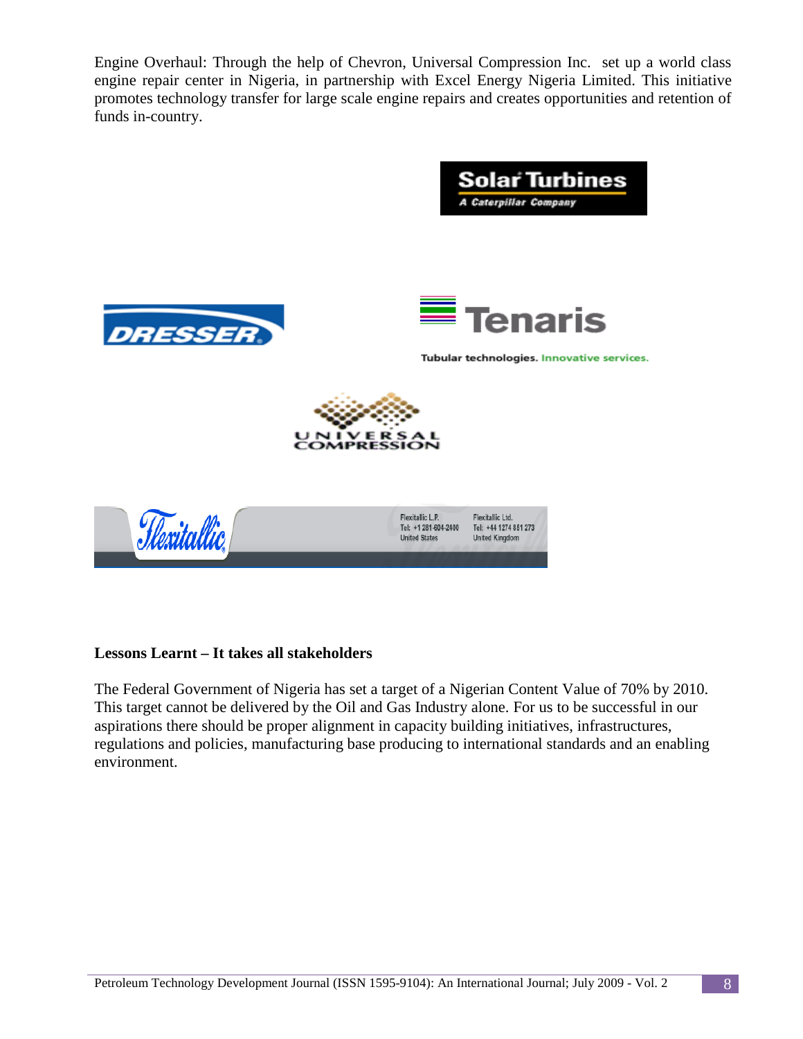Engine Overhaul: Through the help of Chevron, Universal Compression Inc. set up a world class engine repair center in Nigeria, in partnership with Excel Energy Nigeria Limited. This initiative promotes technology transfer for large scale engine repairs and creates opportunities and retention of funds in-country.

**Lessons Learnt – It takes all stakeholders**

The Federal Government of Nigeria has set a target of a Nigerian Content Value of 70% by 2010. This target cannot be delivered by the Oil and Gas Industry alone. For us to be successful in our aspirations there should be proper alignment in capacity building initiatives, infrastructures, regulations and policies, manufacturing base producing to international standards and an enabling environment.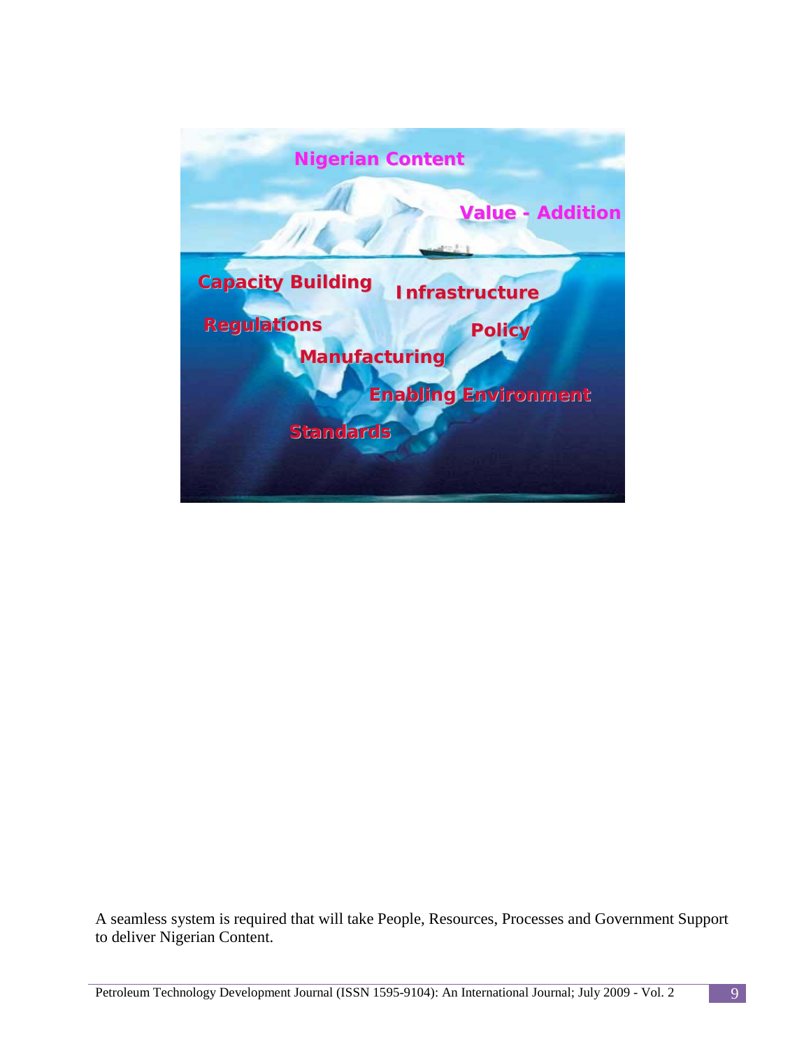A seamless system is required that will take People, Resources, Processes and Government Support to deliver Nigerian Content.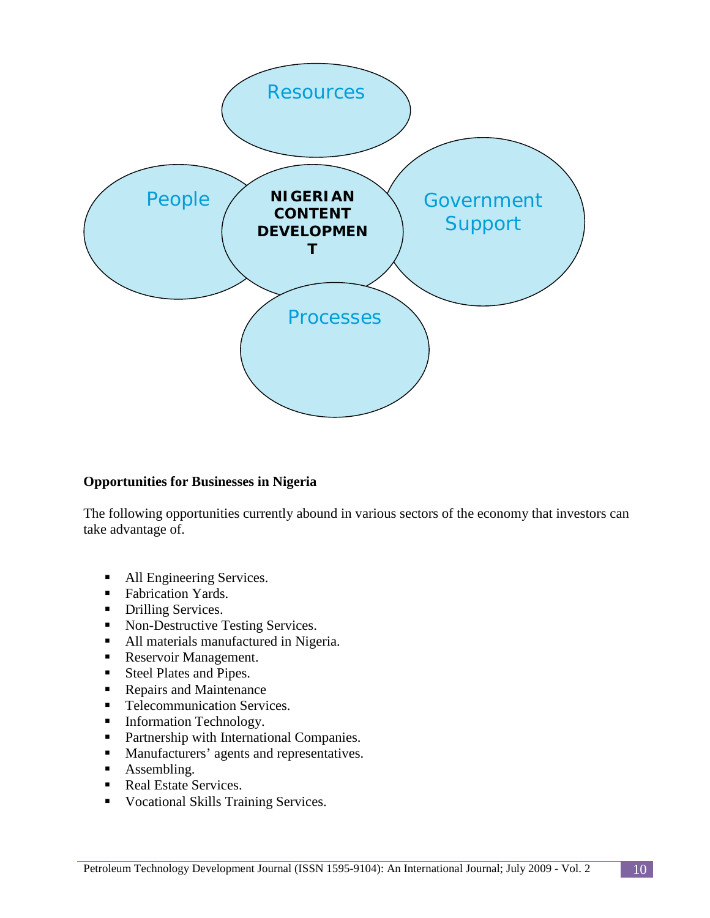Resources

People

NIGERIAN CONTENT DEVELOPMENT

Government Support

Processes

**Opportunities for Businesses in Nigeria**

The following opportunities currently abound in various sectors of the economy that investors can take advantage of.

- All Engineering Services.
- Fabrication Yards.
- Drilling Services.
- Non-Destructive Testing Services.
- All materials manufactured in Nigeria.
- Reservoir Management.
- Steel Plates and Pipes.
- Repairs and Maintenance
- Telecommunication Services.
- Information Technology.
- Partnership with International Companies.
- Manufacturers' agents and representatives.
- Assembling.
- Real Estate Services.
- Vocational Skills Training Services.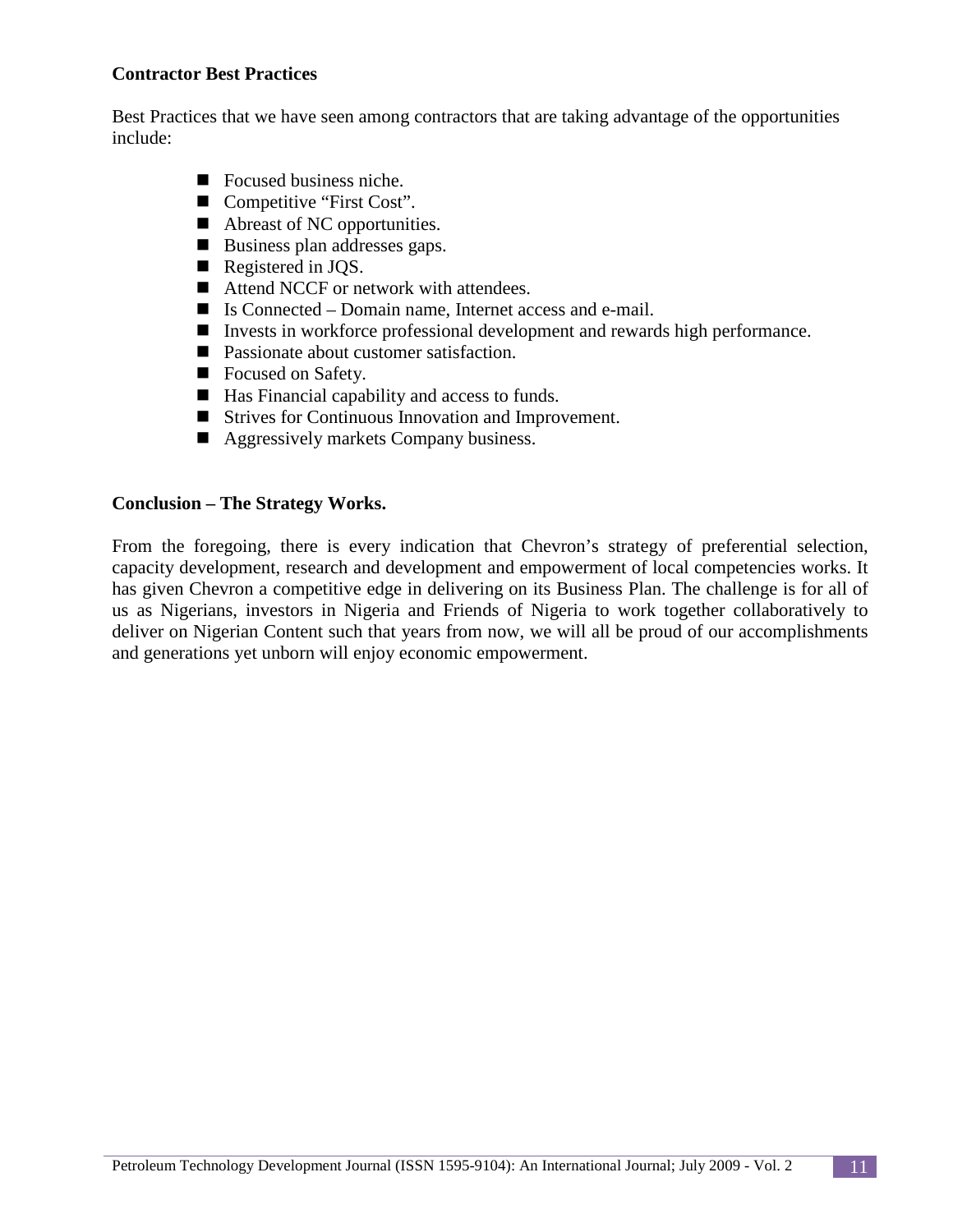**Contractor Best Practices**

Best Practices that we have seen among contractors that are taking advantage of the opportunities include:

- Focused business niche.
- Competitive "First Cost".
- Abreast of NC opportunities.
- Business plan addresses gaps.
- Registered in JQS.
- Attend NCCF or network with attendees.
- Is Connected – Domain name, Internet access and e-mail.
- Invests in workforce professional development and rewards high performance.
- Passionate about customer satisfaction.
- Focused on Safety.
- Has Financial capability and access to funds.
- Strives for Continuous Innovation and Improvement.
- Aggressively markets Company business.

**Conclusion – The Strategy Works.**

From the foregoing, there is every indication that Chevron's strategy of preferential selection, capacity development, research and development and empowerment of local competencies works. It has given Chevron a competitive edge in delivering on its Business Plan. The challenge is for all of us as Nigerians, investors in Nigeria and Friends of Nigeria to work together collaboratively to deliver on Nigerian Content such that years from now, we will all be proud of our accomplishments and generations yet unborn will enjoy economic empowerment.